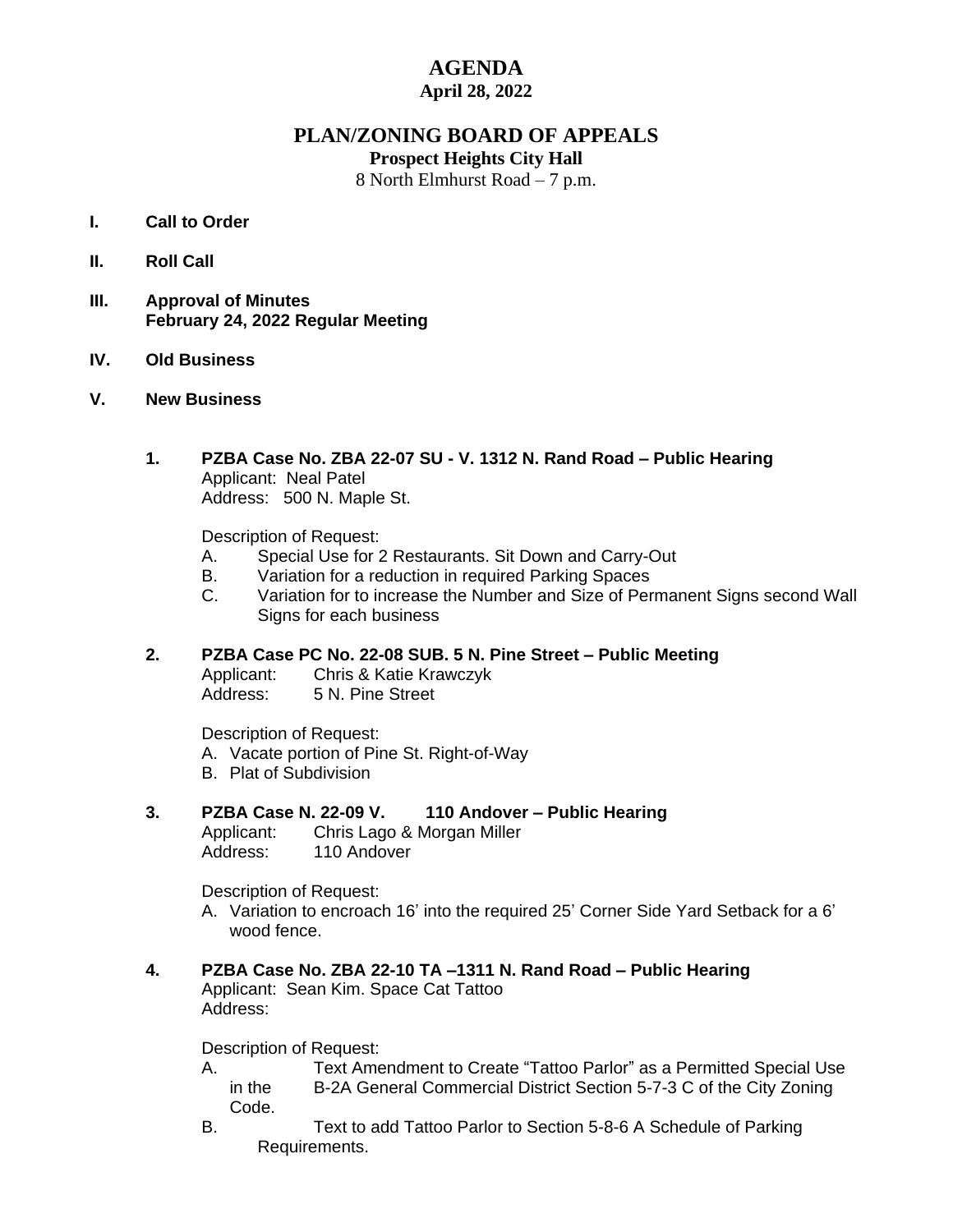# AGENDA

**April 28, 2022**

## PLAN/ZONING BOARD OF APPEALS

**Prospect Heights City Hall**

8 North Elmhurst Road – 7 p.m.

**I. Call to Order**

**II. Roll Call**

**III. Approval of Minutes**
**February 24, 2022 Regular Meeting**

**IV. Old Business**

**V. New Business**

**1. PZBA Case No. ZBA 22-07 SU - V. 1312 N. Rand Road – Public Hearing**

Applicant: Neal Patel
Address: 500 N. Maple St.

Description of Request:

A. Special Use for 2 Restaurants. Sit Down and Carry-Out
B. Variation for a reduction in required Parking Spaces
C. Variation for to increase the Number and Size of Permanent Signs second Wall Signs for each business

**2. PZBA Case PC No. 22-08 SUB. 5 N. Pine Street – Public Meeting**

Applicant: Chris & Katie Krawczyk
Address: 5 N. Pine Street

Description of Request:

A. Vacate portion of Pine St. Right-of-Way
B. Plat of Subdivision

**3. PZBA Case N. 22-09 V. 110 Andover – Public Hearing**

Applicant: Chris Lago & Morgan Miller
Address: 110 Andover

Description of Request:

A. Variation to encroach 16' into the required 25' Corner Side Yard Setback for a 6' wood fence.

**4. PZBA Case No. ZBA 22-10 TA –1311 N. Rand Road – Public Hearing**

Applicant: Sean Kim. Space Cat Tattoo
Address:

Description of Request:

A. Text Amendment to Create "Tattoo Parlor" as a Permitted Special Use in the B-2A General Commercial District Section 5-7-3 C of the City Zoning Code.
B. Text to add Tattoo Parlor to Section 5-8-6 A Schedule of Parking Requirements.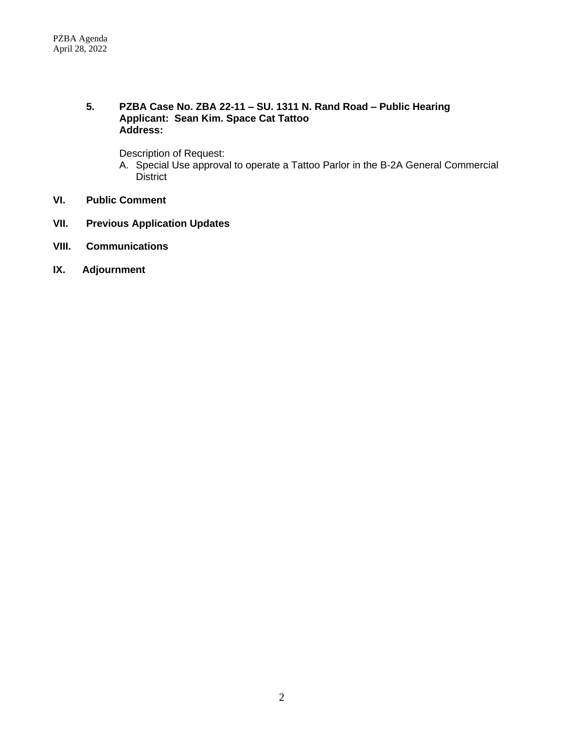**5. PZBA Case No. ZBA 22-11 – SU. 1311 N. Rand Road – Public Hearing**
**Applicant: Sean Kim. Space Cat Tattoo**
**Address:**

Description of Request:

A. Special Use approval to operate a Tattoo Parlor in the B-2A General Commercial District

## VI. Public Comment

## VII. Previous Application Updates

## VIII. Communications

## IX. Adjournment